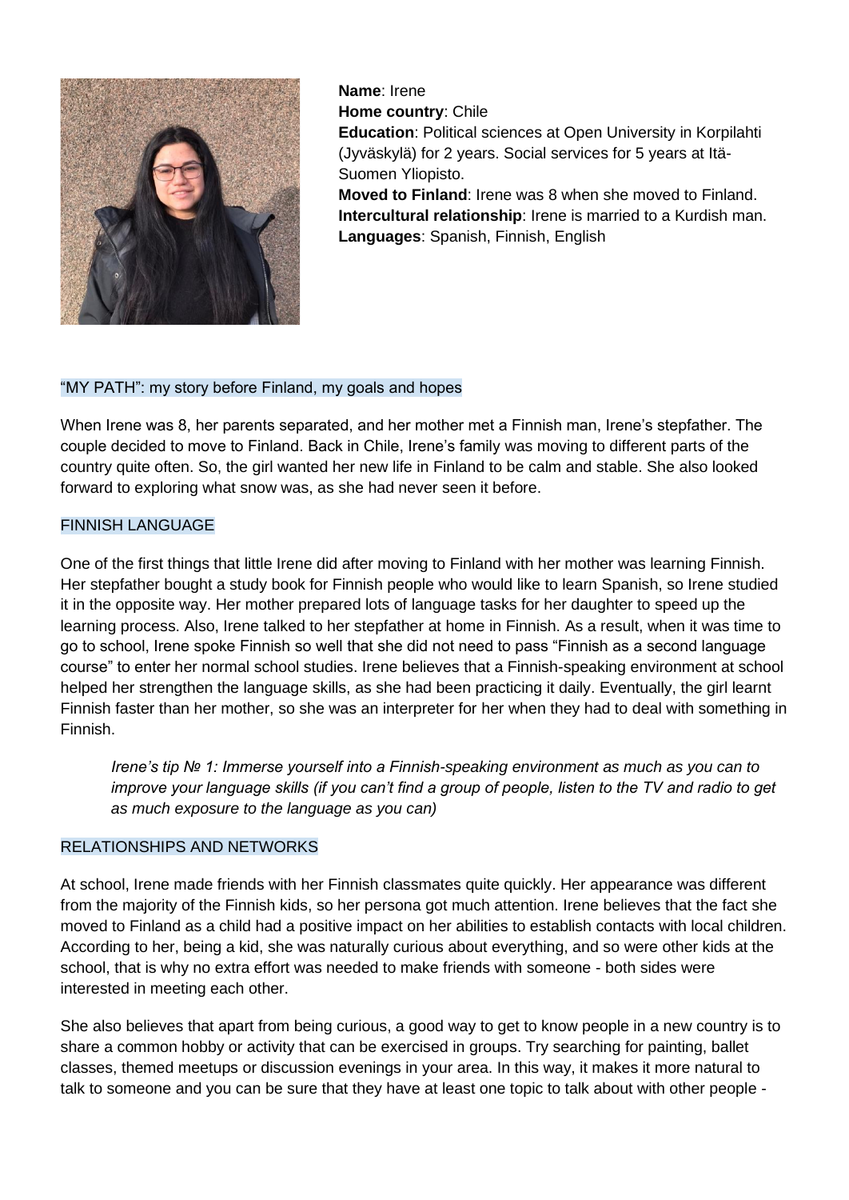**Name**: Irene
**Home country**: Chile
**Education**: Political sciences at Open University in Korpilahti (Jyväskylä) for 2 years. Social services for 5 years at Itä-Suomen Yliopisto.
**Moved to Finland**: Irene was 8 when she moved to Finland.
**Intercultural relationship**: Irene is married to a Kurdish man.
**Languages**: Spanish, Finnish, English

## "MY PATH": my story before Finland, my goals and hopes

When Irene was 8, her parents separated, and her mother met a Finnish man, Irene's stepfather. The couple decided to move to Finland. Back in Chile, Irene's family was moving to different parts of the country quite often. So, the girl wanted her new life in Finland to be calm and stable. She also looked forward to exploring what snow was, as she had never seen it before.

## FINNISH LANGUAGE

One of the first things that little Irene did after moving to Finland with her mother was learning Finnish. Her stepfather bought a study book for Finnish people who would like to learn Spanish, so Irene studied it in the opposite way. Her mother prepared lots of language tasks for her daughter to speed up the learning process. Also, Irene talked to her stepfather at home in Finnish. As a result, when it was time to go to school, Irene spoke Finnish so well that she did not need to pass "Finnish as a second language course" to enter her normal school studies. Irene believes that a Finnish-speaking environment at school helped her strengthen the language skills, as she had been practicing it daily. Eventually, the girl learnt Finnish faster than her mother, so she was an interpreter for her when they had to deal with something in Finnish.

> *Irene's tip № 1: Immerse yourself into a Finnish-speaking environment as much as you can to improve your language skills (if you can't find a group of people, listen to the TV and radio to get as much exposure to the language as you can)*

## RELATIONSHIPS AND NETWORKS

At school, Irene made friends with her Finnish classmates quite quickly. Her appearance was different from the majority of the Finnish kids, so her persona got much attention. Irene believes that the fact she moved to Finland as a child had a positive impact on her abilities to establish contacts with local children. According to her, being a kid, she was naturally curious about everything, and so were other kids at the school, that is why no extra effort was needed to make friends with someone - both sides were interested in meeting each other.

She also believes that apart from being curious, a good way to get to know people in a new country is to share a common hobby or activity that can be exercised in groups. Try searching for painting, ballet classes, themed meetups or discussion evenings in your area. In this way, it makes it more natural to talk to someone and you can be sure that they have at least one topic to talk about with other people -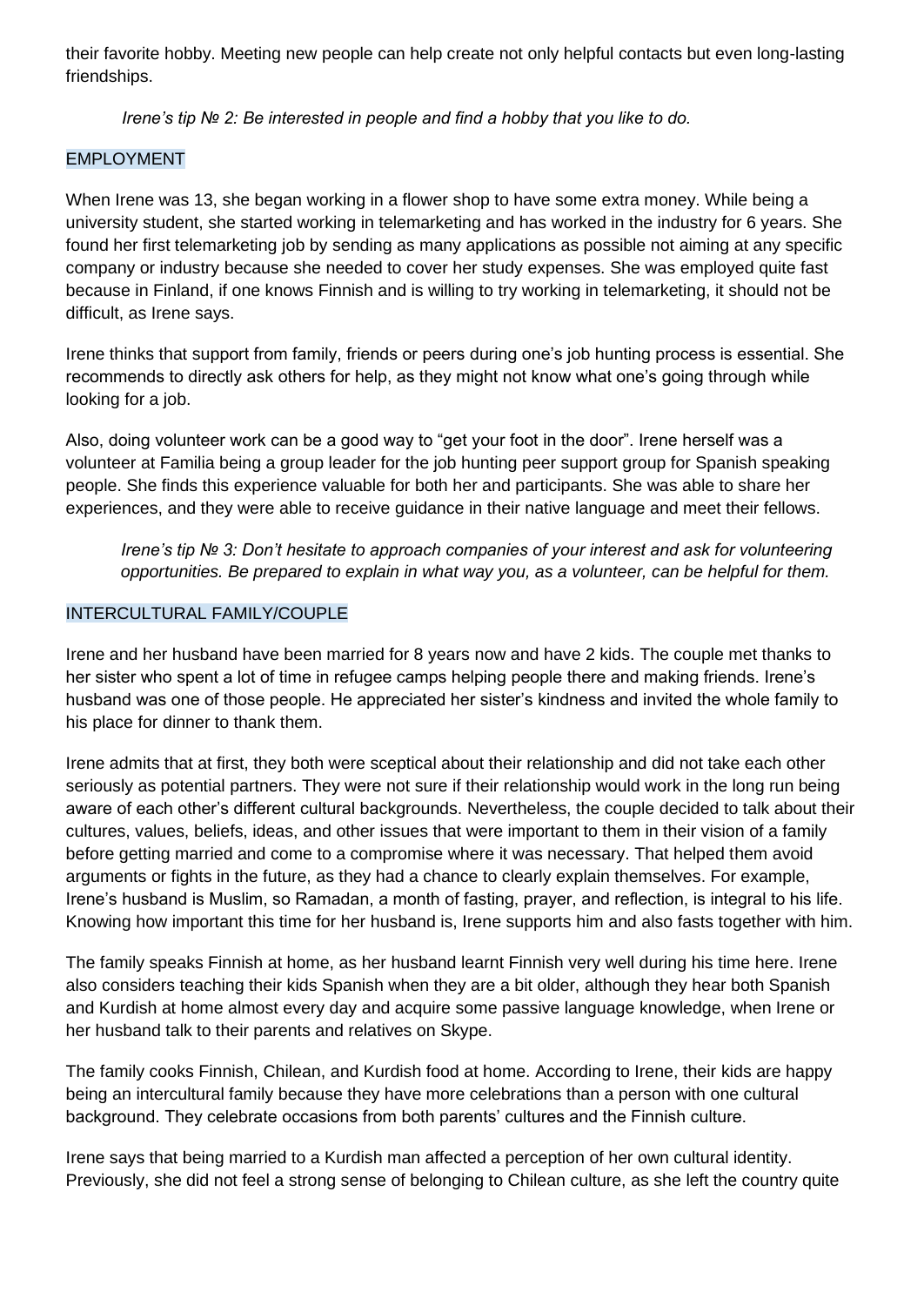their favorite hobby. Meeting new people can help create not only helpful contacts but even long-lasting friendships.

*Irene's tip № 2: Be interested in people and find a hobby that you like to do.*

## EMPLOYMENT

When Irene was 13, she began working in a flower shop to have some extra money. While being a university student, she started working in telemarketing and has worked in the industry for 6 years. She found her first telemarketing job by sending as many applications as possible not aiming at any specific company or industry because she needed to cover her study expenses. She was employed quite fast because in Finland, if one knows Finnish and is willing to try working in telemarketing, it should not be difficult, as Irene says.

Irene thinks that support from family, friends or peers during one's job hunting process is essential. She recommends to directly ask others for help, as they might not know what one's going through while looking for a job.

Also, doing volunteer work can be a good way to "get your foot in the door". Irene herself was a volunteer at Familia being a group leader for the job hunting peer support group for Spanish speaking people. She finds this experience valuable for both her and participants. She was able to share her experiences, and they were able to receive guidance in their native language and meet their fellows.

*Irene's tip № 3: Don't hesitate to approach companies of your interest and ask for volunteering opportunities. Be prepared to explain in what way you, as a volunteer, can be helpful for them.*

## INTERCULTURAL FAMILY/COUPLE

Irene and her husband have been married for 8 years now and have 2 kids. The couple met thanks to her sister who spent a lot of time in refugee camps helping people there and making friends. Irene's husband was one of those people. He appreciated her sister's kindness and invited the whole family to his place for dinner to thank them.

Irene admits that at first, they both were sceptical about their relationship and did not take each other seriously as potential partners. They were not sure if their relationship would work in the long run being aware of each other's different cultural backgrounds. Nevertheless, the couple decided to talk about their cultures, values, beliefs, ideas, and other issues that were important to them in their vision of a family before getting married and come to a compromise where it was necessary. That helped them avoid arguments or fights in the future, as they had a chance to clearly explain themselves. For example, Irene's husband is Muslim, so Ramadan, a month of fasting, prayer, and reflection, is integral to his life. Knowing how important this time for her husband is, Irene supports him and also fasts together with him.

The family speaks Finnish at home, as her husband learnt Finnish very well during his time here. Irene also considers teaching their kids Spanish when they are a bit older, although they hear both Spanish and Kurdish at home almost every day and acquire some passive language knowledge, when Irene or her husband talk to their parents and relatives on Skype.

The family cooks Finnish, Chilean, and Kurdish food at home. According to Irene, their kids are happy being an intercultural family because they have more celebrations than a person with one cultural background. They celebrate occasions from both parents' cultures and the Finnish culture.

Irene says that being married to a Kurdish man affected a perception of her own cultural identity. Previously, she did not feel a strong sense of belonging to Chilean culture, as she left the country quite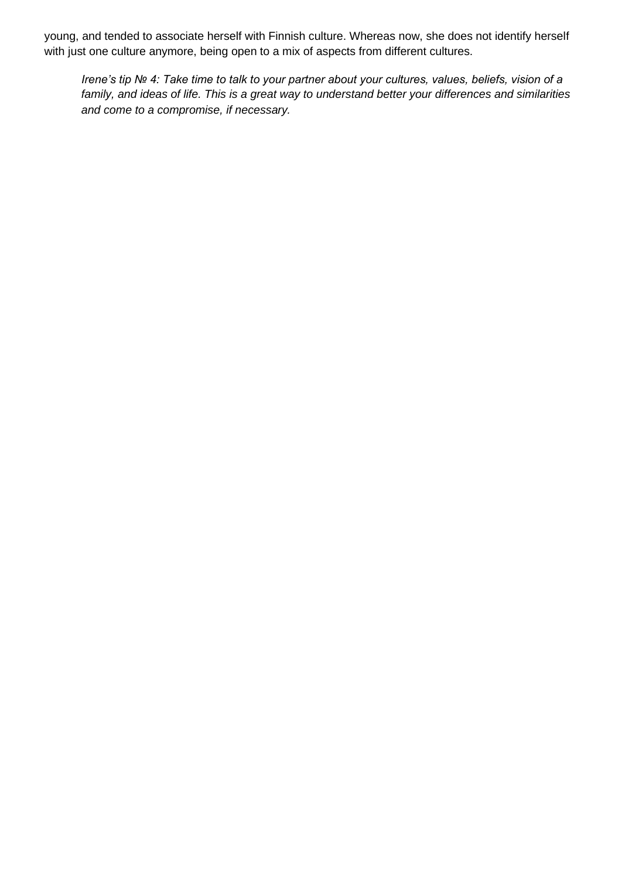young, and tended to associate herself with Finnish culture. Whereas now, she does not identify herself with just one culture anymore, being open to a mix of aspects from different cultures.

> *Irene's tip № 4: Take time to talk to your partner about your cultures, values, beliefs, vision of a family, and ideas of life. This is a great way to understand better your differences and similarities and come to a compromise, if necessary.*